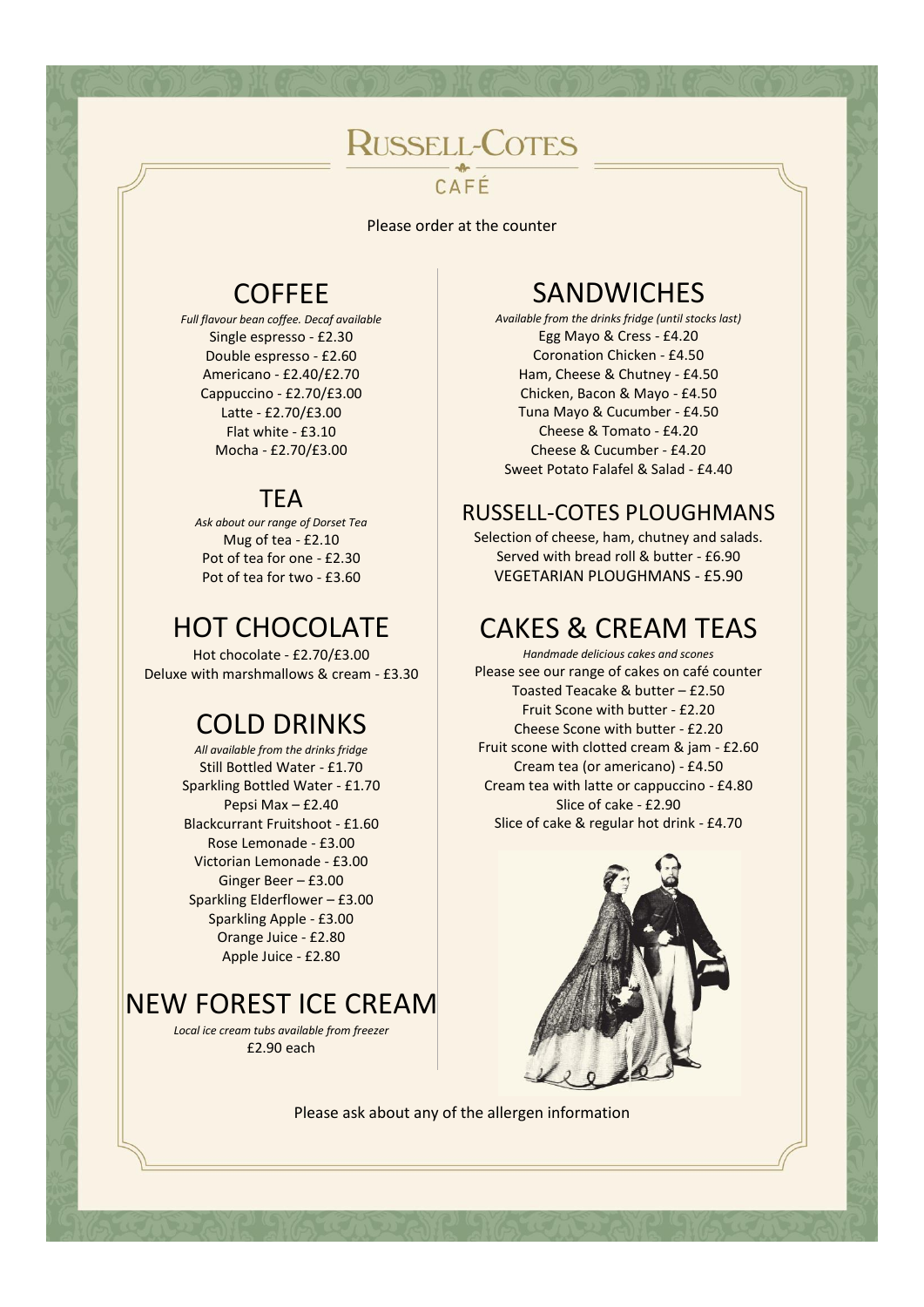# RUSSELL-COTES CAFÉ

Please order at the counter

## COFFEE

*Full flavour bean coffee. Decaf available*

Single espresso - £2.30
Double espresso - £2.60
Americano - £2.40/£2.70
Cappuccino - £2.70/£3.00
Latte - £2.70/£3.00
Flat white - £3.10
Mocha - £2.70/£3.00

## TEA

*Ask about our range of Dorset Tea*

Mug of tea - £2.10
Pot of tea for one - £2.30
Pot of tea for two - £3.60

## HOT CHOCOLATE

Hot chocolate - £2.70/£3.00
Deluxe with marshmallows & cream - £3.30

## COLD DRINKS

*All available from the drinks fridge*

Still Bottled Water - £1.70
Sparkling Bottled Water - £1.70
Pepsi Max – £2.40
Blackcurrant Fruitshoot - £1.60
Rose Lemonade - £3.00
Victorian Lemonade - £3.00
Ginger Beer – £3.00
Sparkling Elderflower – £3.00
Sparkling Apple - £3.00
Orange Juice - £2.80
Apple Juice - £2.80

## NEW FOREST ICE CREAM

*Local ice cream tubs available from freezer*

£2.90 each

## SANDWICHES

*Available from the drinks fridge (until stocks last)*

Egg Mayo & Cress - £4.20
Coronation Chicken - £4.50
Ham, Cheese & Chutney - £4.50
Chicken, Bacon & Mayo - £4.50
Tuna Mayo & Cucumber - £4.50
Cheese & Tomato - £4.20
Cheese & Cucumber - £4.20
Sweet Potato Falafel & Salad - £4.40

## RUSSELL-COTES PLOUGHMANS

Selection of cheese, ham, chutney and salads.
Served with bread roll & butter - £6.90
VEGETARIAN PLOUGHMANS - £5.90

## CAKES & CREAM TEAS

*Handmade delicious cakes and scones*

Please see our range of cakes on café counter
Toasted Teacake & butter – £2.50
Fruit Scone with butter - £2.20
Cheese Scone with butter - £2.20
Fruit scone with clotted cream & jam - £2.60
Cream tea (or americano) - £4.50
Cream tea with latte or cappuccino - £4.80
Slice of cake - £2.90
Slice of cake & regular hot drink - £4.70

Please ask about any of the allergen information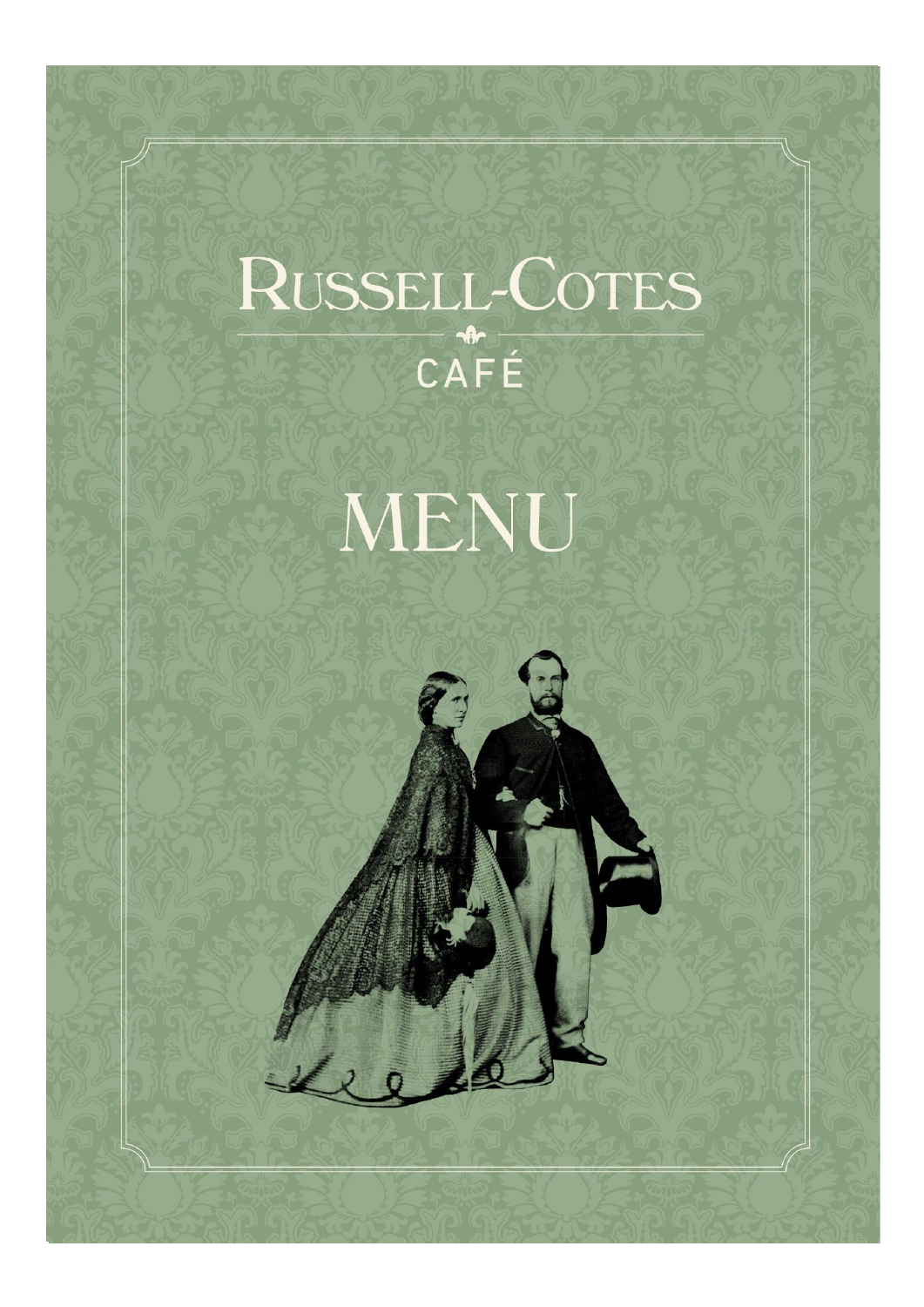# Russell-Cotes

## Café

# MENU